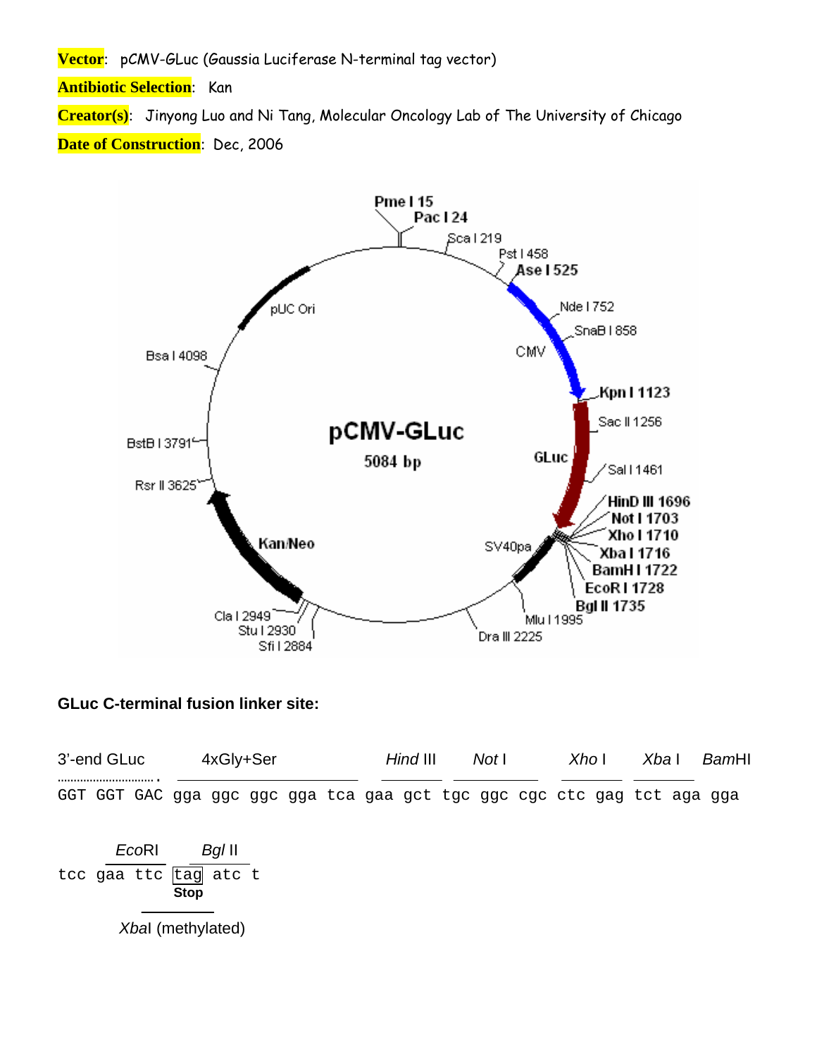**Vector**: pCMV-GLuc (Gaussia Luciferase N-terminal tag vector)

**Antibiotic Selection**: Kan

**Creator(s)**: Jinyong Luo and Ni Tang, Molecular Oncology Lab of The University of Chicago

**Date of Construction**: Dec, 2006

pCMV-GLuc
5084 bp

Pme I 15, Pac I 24, Sca I 219, Pst I 458, Ase I 525, Nde I 752, SnaB I 858, CMV, Kpn I 1123, Sac II 1256, GLuc, Sal I 1461, HinD III 1696, Not I 1703, Xho I 1710, Xba I 1716, BamH I 1722, EcoR I 1728, Bgl II 1735, SV40pa, Mlu I 1995, Dra III 2225, Sfi I 2884, Stu I 2930, Cla I 2949, Kan/Neo, Rsr II 3625, BstB I 3791, Bsa I 4098, pUC Ori

**GLuc C-terminal fusion linker site:**

```
3'-end GLuc   4xGly+Ser                    Hind III  Not I       Xho I   Xba I   BamHI
GGT GGT GAC gga ggc ggc gga tca gaa gct tgc ggc cgc ctc gag tct aga gga

    EcoRI   Bgl II
tcc gaa ttc [tag] atc t
            Stop
     XbaI (methylated)
```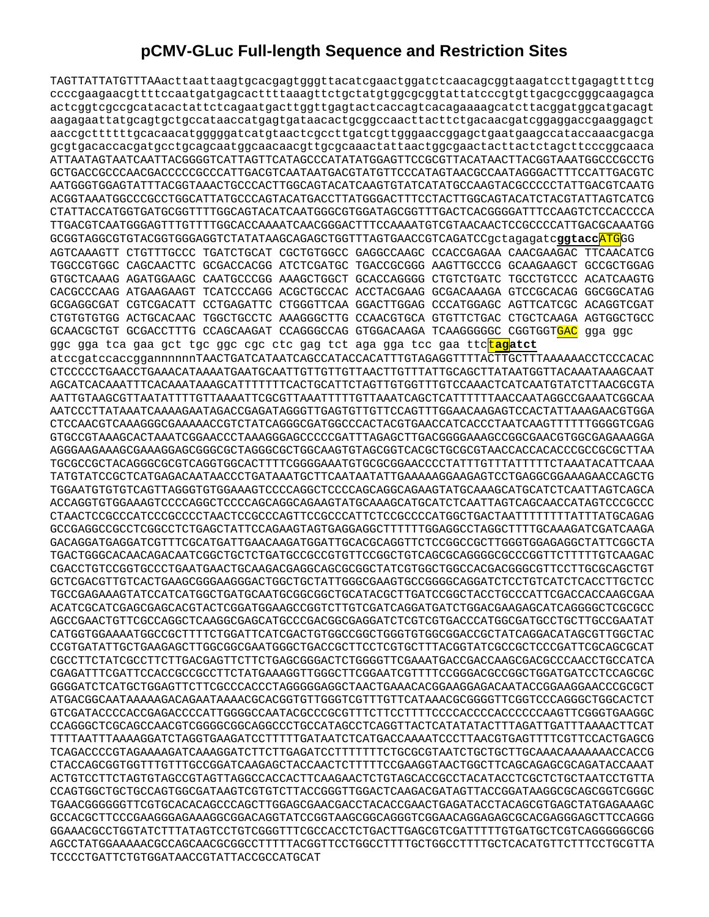## pCMV-GLuc Full-length Sequence and Restriction Sites

```
TAGTTATTATGTTTAAacttaattaagtgcacgagtgggttacatcgaactggatctcaacagcggtaagatccttgagagttttcg
ccccgaagaacgttttccaatgatgagcacttttaaagttctgctatgtggcgcggtattatcccgtgttgacgccgggcaagagca
actcggtcgccgcatacactattctcagaatgacttggttgagtactcaccagtcacagaaaagcatcttacggatggcatgacagt
aagagaattatgcagtgctgccataaccatgagtgataacactgcggccaacttacttctgacaacgatcggaggaccgaaggagct
aaccgcttttttgcacaacatgggggatcatgtaactcgccttgatcgttgggaaccggagctgaatgaagccataccaaacgacga
gcgtgacaccacgatgcctgcagcaatggcaacaacgttgcgcaaactattaactggcgaactacttactctagcttcccggcaaca
ATTAATAGTAATCAATTACGGGGTCATTAGTTCATAGCCCATATATGGAGTTCCGCGTTACATAACTTACGGTAAATGGCCCGCCTG
GCTGACCGCCCAACGACCCCCGCCCATTGACGTCAATAATGACGTATGTTCCCATAGTAACGCCAATAGGGACTTTCCATTGACGTC
AATGGGTGGAGTATTTACGGTAAACTGCCCACTTGGCAGTACATCAAGTGTATCATATGCCAAGTACGCCCCCTATTGACGTCAATG
ACGGTAAATGGCCCGCCTGGCATTATGCCCAGTACATGACCTTATGGGACTTTCCTACTTGGCAGTACATCTACGTATTAGTCATCG
CTATTACCATGGTGATGCGGTTTTGGCAGTACATCAATGGGCGTGGATAGCGGTTTGACTCACGGGGATTTCCAAGTCTCCACCCCA
TTGACGTCAATGGGAGTTTGTTTTGGCACCAAAATCAACGGGACTTTCCAAAATGTCGTAACAACTCCGCCCCATTGACGCAAATGG
GCGGTAGGCGTGTACGGTGGGAGGTCTATATAAGCAGAGCTGGTTTAGTGAACCGTCAGATCCgctagagatcggtaccATGGG
AGTCAAAGTT CTGTTTGCCC TGATCTGCAT CGCTGTGGCC GAGGCCAAGC CCACCGAGAA CAACGAAGAC TTCAACATCG
TGGCCGTGGC CAGCAACTTC GCGACCACGG ATCTCGATGC TGACCGCGGG AAGTTGCCCG GCAAGAAGCT GCCGCTGGAG
GTGCTCAAAG AGATGGAAGC CAATGCCCGG AAAGCTGGCT GCACCAGGGG CTGTCTGATC TGCCTGTCCC ACATCAAGTG
CACGCCCAAG ATGAAGAAGT TCATCCCAGG ACGCTGCCAC ACCTACGAAG GCGACAAAGA GTCCGCACAG GGCGGCATAG
GCGAGGCGAT CGTCGACATT CCTGAGATTC CTGGGTTCAA GGACTTGGAG CCCATGGAGC AGTTCATCGC ACAGGTCGAT
CTGTGTGTGG ACTGCACAAC TGGCTGCCTC AAAGGGCTTG CCAACGTGCA GTGTTCTGAC CTGCTCAAGA AGTGGCTGCC
GCAACGCTGT GCGACCTTTG CCAGCAAGAT CCAGGGCCAG GTGGACAAGA TCAAGGGGGC CGGTGGTGAC gga ggc
ggc gga tca gaa gct tgc ggc cgc ctc gag tct aga gga tcc gaa ttctagatct
atccgatccaccggannnnnnTAACTGATCATAATCAGCCATACCACATTTGTAGAGGTTTTACTTGCTTTAAAAAACCTCCCACAC
CTCCCCCTGAACCTGAAACATAAAATGAATGCAATTGTTGTTGTTAACTTGTTTATTGCAGCTTATAATGGTTACAAATAAAGCAAT
AGCATCACAAATTTCACAAATAAAGCATTTTTTTCACTGCATTCTAGTTGTGGTTTGTCCAAACTCATCAATGTATCTTAACGCGTA
AATTGTAAGCGTTAATATTTTGTTAAAATTCGCGTTAAATTTTTGTTAAATCAGCTCATTTTTTAACCAATAGGCCGAAATCGGCAA
AATCCCTTATAAATCAAAAGAATAGACCGAGATAGGGTTGAGTGTTGTTCCAGTTTGGAACAAGAGTCCACTATTAAAGAACGTGGA
CTCCAACGTCAAAGGGCGAAAAACCGTCTATCAGGGCGATGGCCCACTACGTGAACCATCACCCTAATCAAGTTTTTTGGGGTCGAG
GTGCCGTAAAGCACTAAATCGGAACCCTAAAGGGAGCCCCCGATTTAGAGCTTGACGGGGAAAGCCGGCGAACGTGGCGAGAAAGGA
AGGGAAGAAAGCGAAAGGAGCGGGCGCTAGGGCGCTGGCAAGTGTAGCGGTCACGCTGCGCGTAACCACCACACCCGCCGCGCTTAA
TGCGCCGCTACAGGGCGCGTCAGGTGGCACTTTTCGGGGAAATGTGCGCGGAACCCCTATTTGTTTATTTTTCTAAATACATTCAAA
TATGTATCCGCTCATGAGACAATAACCCTGATAAATGCTTCAATAATATTGAAAAAGGAAGAGTCCTGAGGCGGAAAGAACCAGCTG
TGGAATGTGTGTCAGTTAGGGTGTGGAAAGTCCCCAGGCTCCCCAGCAGGCAGAAGTATGCAAAGCATGCATCTCAATTAGTCAGCA
ACCAGGTGTGGAAAGTCCCCAGGCTCCCCAGCAGGCAGAAGTATGCAAAGCATGCATCTCAATTAGTCAGCAACCATAGTCCCGCCC
CTAACTCCGCCCATCCCGCCCCTAACTCCGCCCAGTTCCGCCCATTCTCCGCCCCATGGCTGACTAATTTTTTTTATTTATGCAGAG
GCCGAGGCCGCCTCGGCCTCTGAGCTATTCCAGAAGTAGTGAGGAGGCTTTTTTGGAGGCCTAGGCTTTTGCAAAGATCGATCAAGA
GACAGGATGAGGATCGTTTCGCATGATTGAACAAGATGGATTGCACGCAGGTTCTCCGGCCGCTTGGGTGGAGAGGCTATTCGGCTA
TGACTGGGCACAACAGACAATCGGCTGCTCTGATGCCGCCGTGTTCCGGCTGTCAGCGCAGGGGCGCCCGGTTCTTTTTGTCAAGAC
CGACCTGTCCGGTGCCCTGAATGAACTGCAAGACGAGGCAGCGCGGCTATCGTGGCTGGCCACGACGGGCGTTCCTTGCGCAGCTGT
GCTCGACGTTGTCACTGAAGCGGGAAGGGACTGGCTGCTATTGGGCGAAGTGCCGGGGCAGGATCTCCTGTCATCTCACCTTGCTCC
TGCCGAGAAAGTATCCATCATGGCTGATGCAATGCGGCGGCTGCATACGCTTGATCCGGCTACCTGCCCATTCGACCACCAAGCGAA
ACATCGCATCGAGCGAGCACGTACTCGGATGGAAGCCGGTCTTGTCGATCAGGATGATCTGGACGAAGAGCATCAGGGGCTCGCGCC
AGCCGAACTGTTCGCCAGGCTCAAGGCGAGCATGCCCGACGGCGAGGATCTCGTCGTGACCCATGGCGATGCCTGCTTGCCGAATAT
CATGGTGGAAAATGGCCGCTTTTCTGGATTCATCGACTGTGGCCGGCTGGGTGTGGCGGACCGCTATCAGGACATAGCGTTGGCTAC
CCGTGATATTGCTGAAGAGCTTGGCGGCGAATGGGCTGACCGCTTCCTCGTGCTTTACGGTATCGCCGCTCCCGATTCGCAGCGCAT
CGCCTTCTATCGCCTTCTTGACGAGTTCTTCTGAGCGGGACTCTGGGGTTCGAAATGACCGACCAAGCGACGCCCAACCTGCCATCA
CGAGATTTCGATTCCACCGCCGCCTTCTATGAAAGGTTGGGCTTCGGAATCGTTTTCCGGGACGCCGGCTGGATGATCCTCCAGCGC
GGGGATCTCATGCTGGAGTTCTTCGCCCACCCTAGGGGGAGGCTAACTGAAACACGGAAGGAGACAATACCGGAAGGAACCCGCGCT
ATGACGGCAATAAAAAGACAGAATAAAACGCACGGTGTTGGGTCGTTTGTTCATAAACGCGGGGTTCGGTCCCAGGGCTGGCACTCT
GTCGATACCCCACCGAGACCCCATTGGGGCCAATACGCCCGCGTTTCTTCCTTTTCCCCACCCCACCCCCCAAGTTCGGGTGAAGGC
CCAGGGCTCGCAGCCAACGTCGGGGCGGCAGGCCCTGCCATAGCCTCAGGTTACTCATATATACTTTAGATTGATTTAAAACTTCAT
TTTTAATTTAAAAGGATCTAGGTGAAGATCCTTTTTGATAATCTCATGACCAAAATCCCTTAACGTGAGTTTTCGTTCCACTGAGCG
TCAGACCCCGTAGAAAAGATCAAAGGATCTTCTTGAGATCCTTTTTTTCTGCGCGTAATCTGCTGCTTGCAAACAAAAAAACCACCG
CTACCAGCGGTGGTTTGTTTGCCGGATCAAGAGCTACCAACTCTTTTTCCGAAGGTAACTGGCTTCAGCAGAGCGCAGATACCAAAT
ACTGTCCTTCTAGTGTAGCCGTAGTTAGGCCACCACTTCAAGAACTCTGTAGCACCGCCTACATACCTCGCTCTGCTAATCCTGTTA
CCAGTGGCTGCTGCCAGTGGCGATAAGTCGTGTCTTACCGGGTTGGACTCAAGACGATAGTTACCGGATAAGGCGCAGCGGTCGGGC
TGAACGGGGGGTTCGTGCACACAGCCCAGCTTGGAGCGAACGACCTACACCGAACTGAGATACCTACAGCGTGAGCTATGAGAAAGC
GCCACGCTTCCCGAAGGGAGAAAGGCGGACAGGTATCCGGTAAGCGGCAGGGTCGGAACAGGAGAGCGCACGAGGGAGCTTCCAGGG
GGAAACGCCTGGTATCTTTATAGTCCTGTCGGGTTTCGCCACCTCTGACTTGAGCGTCGATTTTTGTGATGCTCGTCAGGGGGGCGG
AGCCTATGGAAAAACGCCAGCAACGCGGCCTTTTTACGGTTCCTGGCCTTTTGCTGGCCTTTTGCTCACATGTTCTTTCCTGCGTTA
TCCCCTGATTCTGTGGATAACCGTATTACCGCCATGCAT
```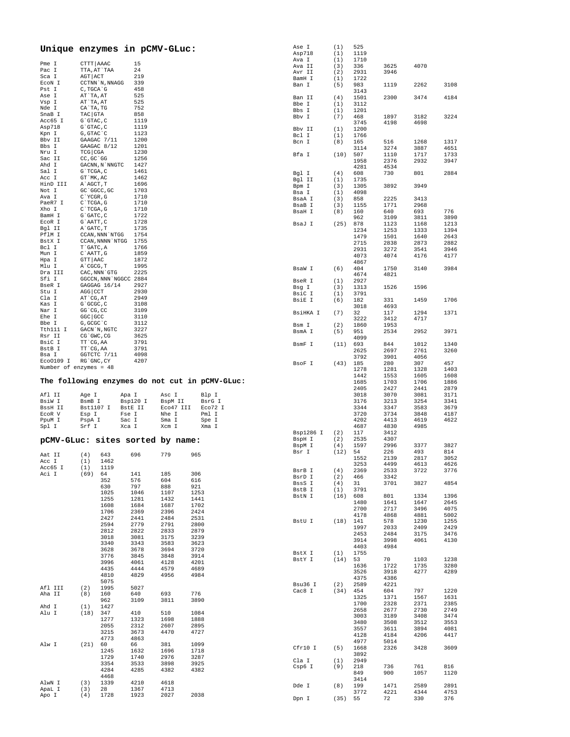## Unique enzymes in pCMV-GLuc:

| Enzyme | Site | Position |
|---|---|---|
| Pme I | CTTT\|AAAC | 15 |
| Pac I | TTA,AT`TAA | 24 |
| Sca I | AGT\|ACT | 219 |
| EcoN I | CCTNN`N,NNAGG | 339 |
| Pst I | C,TGCA`G | 458 |
| Ase I | AT`TA,AT | 525 |
| Vsp I | AT`TA,AT | 525 |
| Nde I | CA`TA,TG | 752 |
| SnaB I | TAC\|GTA | 858 |
| Acc65 I | G`GTAC,C | 1119 |
| Asp718 | G`GTAC,C | 1119 |
| Kpn I | G,GTAC`C | 1123 |
| Bbv II | GAAGAC 7/11 | 1200 |
| Bbs I | GAAGAC 8/12 | 1201 |
| Nru I | TCG\|CGA | 1230 |
| Sac II | CC,GC`GG | 1256 |
| Ahd I | GACNN,N`NNGTC | 1427 |
| Sal I | G`TCGA,C | 1461 |
| Acc I | GT`MK,AC | 1462 |
| HinD III | A`AGCT,T | 1696 |
| Not I | GC`GGCC,GC | 1703 |
| Ava I | C`YCGR,G | 1710 |
| PaeR7 I | C`TCGA,G | 1710 |
| Xho I | C`TCGA,G | 1710 |
| BamH I | G`GATC,C | 1722 |
| EcoR I | G`AATT,C | 1728 |
| Bgl II | A`GATC,T | 1735 |
| PflM I | CCAN,NNN`NTGG | 1754 |
| BstX I | CCAN,NNNN`NTGG | 1755 |
| Bcl I | T`GATC,A | 1766 |
| Mun I | C`AATT,G | 1859 |
| Hpa I | GTT\|AAC | 1872 |
| Mlu I | A`CGCG,T | 1995 |
| Dra III | CAC,NNN`GTG | 2225 |
| Sfi I | GGCCN,NNN`NGGCC | 2884 |
| BseR I | GAGGAG 16/14 | 2927 |
| Stu I | AGG\|CCT | 2930 |
| Cla I | AT`CG,AT | 2949 |
| Kas I | G`GCGC,C | 3108 |
| Nar I | GG`CG,CC | 3109 |
| Ehe I | GGC\|GCC | 3110 |
| Bbe I | G,GCGC`C | 3112 |
| Tth111 I | GACN`N,NGTC | 3227 |
| Rsr II | CG`GWC,CG | 3625 |
| BsiC I | TT`CG,AA | 3791 |
| BstB I | TT`CG,AA | 3791 |
| Bsa I | GGTCTC 7/11 | 4098 |
| EcoO109 I | RG`GNC,CY | 4207 |

Number of enzymes = 48

## The following enzymes do not cut in pCMV-GLuc:

| | | | | |
|---|---|---|---|---|
| Afl II | Age I | Apa I | Asc I | Blp I |
| BsiW I | BsmB I | Bsp120 I | BspM II | BsrG I |
| BssH II | Bst1107 I | BstE II | Eco47 III | Eco72 I |
| EcoR V | Esp I | Fse I | Nhe I | Pml I |
| PpuM I | PspA I | Sac I | Sma I | Spe I |
| Spl I | Srf I | Xca I | Xcm I | Xma I |

## pCMV-GLuc: sites sorted by name:

| Enzyme | No. | Positions |
|---|---|---|
| Aat II | (4) | 643 696 779 965 |
| Acc I | (1) | 1462 |
| Acc65 I | (1) | 1119 |
| Aci I | (69) | 64 141 185 306 352 576 604 616 630 797 888 921 1025 1046 1107 1253 1255 1281 1432 1441 1608 1684 1687 1702 1706 2369 2396 2424 2427 2441 2484 2531 2594 2779 2791 2800 2812 2822 2833 2879 3018 3081 3175 3239 3340 3343 3583 3623 3628 3678 3694 3720 3776 3845 3848 3914 3996 4061 4128 4201 4435 4444 4579 4689 4810 4829 4956 4984 5075 |
| Afl III | (2) | 1995 5027 |
| Aha II | (8) | 160 640 693 776 962 3109 3811 3890 |
| Ahd I | (1) | 1427 |
| Alu I | (18) | 347 410 510 1084 1277 1323 1698 1888 2055 2312 2607 2895 3215 3673 4470 4727 4773 4863 |
| Alw I | (21) | 60 66 381 1099 1245 1632 1696 1718 1729 1740 2976 3287 3354 3533 3898 3925 4284 4285 4382 4382 4468 |
| AlwN I | (3) | 1339 4210 4618 |
| ApaL I | (3) | 28 1367 4713 |
| Apo I | (4) | 1728 1923 2027 2038 |
| Ase I | (1) | 525 |
| Asp718 | (1) | 1119 |
| Ava I | (1) | 1710 |
| Ava II | (3) | 336 3625 4070 |
| Avr II | (2) | 2931 3946 |
| BamH I | (1) | 1722 |
| Ban I | (5) | 983 1119 2262 3108 3143 |
| Ban II | (4) | 1501 2300 3474 4184 |
| Bbe I | (1) | 3112 |
| Bbs I | (1) | 1201 |
| Bbv I | (7) | 468 1897 3182 3224 3745 4198 4698 |
| Bbv II | (1) | 1200 |
| Bcl I | (1) | 1766 |
| Bcn I | (8) | 165 516 1268 1317 3114 3274 3887 4651 |
| Bfa I | (10) | 507 1110 1717 1733 1958 2376 2932 3947 4281 4534 |
| Bgl I | (4) | 608 730 801 2884 |
| Bgl II | (1) | 1735 |
| Bpm I | (3) | 1305 3892 3949 |
| Bsa I | (1) | 4098 |
| BsaA I | (3) | 858 2225 3413 |
| BsaB I | (3) | 1155 1771 2968 |
| BsaH I | (8) | 160 640 693 776 962 3109 3811 3890 |
| BsaJ I | (25) | 878 1123 1168 1213 1234 1253 1333 1394 1479 1501 1640 2643 2715 2838 2873 2882 2931 3272 3541 3946 4073 4074 4176 4177 4867 |
| BsaW I | (6) | 404 1750 3140 3984 4674 4821 |
| BseR I | (1) | 2927 |
| Bsg I | (3) | 1313 1526 1596 |
| BsiC I | (1) | 3791 |
| BsiE I | (6) | 182 331 1459 1706 3018 4693 |
| BsiHKA I | (7) | 32 117 1294 1371 3222 3412 4717 |
| Bsm I | (2) | 1860 1953 |
| BsmA I | (5) | 951 2534 2952 3971 4099 |
| BsmF I | (11) | 693 844 1012 1340 2625 2697 2761 3260 3792 3901 4056 |
| BsoF I | (43) | 185 280 307 457 1278 1281 1328 1403 1442 1553 1605 1608 1685 1703 1706 1886 2405 2427 2441 2879 3018 3070 3081 3171 3176 3213 3254 3341 3344 3347 3583 3679 3720 3734 3848 4187 4202 4413 4619 4622 4687 4830 4985 |
| Bsp1286 I | (2) | 117 3412 |
| BspH I | (2) | 2535 4307 |
| BspM I | (4) | 1597 2996 3377 3827 |
| Bsr I | (12) | 54 226 493 814 1552 2139 2817 3052 3253 4499 4613 4626 |
| BsrB I | (4) | 2369 2533 3722 3776 |
| BsrD I | (2) | 466 3342 |
| BssS I | (4) | 31 3701 3827 4854 |
| BstB I | (1) | 3791 |
| BstN I | (16) | 608 801 1334 1396 1480 1641 1647 2645 2700 2717 3496 4075 4178 4868 4881 5002 |
| BstU I | (18) | 141 578 1230 1255 1997 2033 2409 2429 2453 2484 3175 3476 3914 3998 4061 4130 4403 4984 |
| BstX I | (1) | 1755 |
| BstY I | (14) | 53 70 1103 1238 1636 1722 1735 3280 3526 3918 4277 4289 4375 4386 |
| Bsu36 I | (2) | 2589 4221 |
| Cac8 I | (34) | 454 604 797 1220 1325 1371 1567 1631 1700 2328 2371 2385 2658 2677 2730 2749 3003 3189 3408 3474 3480 3508 3512 3553 3557 3611 3894 4081 4128 4184 4206 4417 4977 5014 |
| Cfr10 I | (5) | 1668 2326 3428 3609 3892 |
| Cla I | (1) | 2949 |
| Csp6 I | (9) | 218 736 761 816 849 900 1057 1120 3414 |
| Dde I | (8) | 199 1471 2589 2891 3772 4221 4344 4753 |
| Dpn I | (35) | 55 72 330 376 |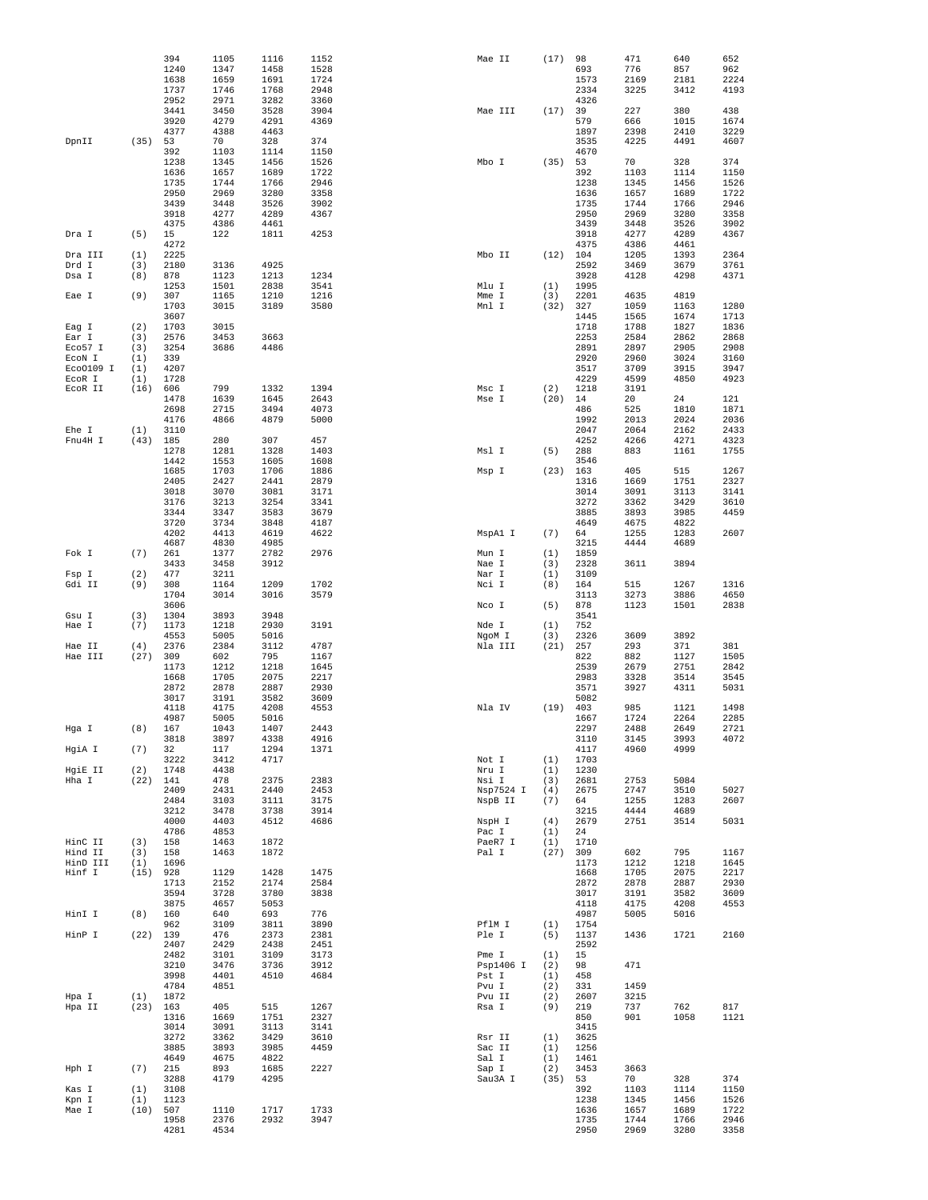```
                394      1105     1116     1152
                1240     1347     1458     1528
                1638     1659     1691     1724
                1737     1746     1768     2948
                2952     2971     3282     3360
                3441     3450     3528     3904
                3920     4279     4291     4369
                4377     4388     4463
DpnII     (35)  53       70       328      374
                392      1103     1114     1150
                1238     1345     1456     1526
                1636     1657     1689     1722
                1735     1744     1766     2946
                2950     2969     3280     3358
                3439     3448     3526     3902
                3918     4277     4289     4367
                4375     4386     4461
Dra I     (5)   15       122      1811     4253
                4272
Dra III   (1)   2225
Drd I     (3)   2180     3136     4925
Dsa I     (8)   878      1123     1213     1234
                1253     1501     2838     3541
Eae I     (9)   307      1165     1210     1216
                1703     3015     3189     3580
                3607
Eag I     (2)   1703     3015
Ear I     (3)   2576     3453     3663
Eco57 I   (3)   3254     3686     4486
EcoN I    (1)   339
Eco0109 I (1)   4207
EcoR I    (1)   1728
EcoR II   (16)  606      799      1332     1394
                1478     1639     1645     2643
                2698     2715     3494     4073
                4176     4866     4879     5000
Ehe I     (1)   3110
Fnu4H I   (43)  185      280      307      457
                1278     1281     1328     1403
                1442     1553     1605     1608
                1685     1703     1706     1886
                2405     2427     2441     2879
                3018     3070     3081     3171
                3176     3213     3254     3341
                3344     3347     3583     3679
                3720     3734     3848     4187
                4202     4413     4619     4622
                4687     4830     4985
Fok I     (7)   261      1377     2782     2976
                3433     3458     3912
Fsp I     (2)   477      3211
Gdi II    (9)   308      1164     1209     1702
                1704     3014     3016     3579
                3606
Gsu I     (3)   1304     3893     3948
Hae I     (7)   1173     1218     2930     3191
                4553     5005     5016
Hae II    (4)   2376     2384     3112     4787
Hae III   (27)  309      602      795      1167
                1173     1212     1218     1645
                1668     1705     2075     2217
                2872     2878     2887     2930
                3017     3191     3582     3609
                4118     4175     4208     4553
                4987     5005     5016
Hga I     (8)   167      1043     1407     2443
                3818     3897     4338     4916
HgiA I    (7)   32       117      1294     1371
                3222     3412     4717
HgiE II   (2)   1748     4438
Hha I     (22)  141      478      2375     2383
                2409     2431     2440     2453
                2484     3103     3111     3175
                3212     3478     3738     3914
                4000     4403     4512     4686
                4786     4853
HinC II   (3)   158      1463     1872
Hind II   (3)   158      1463     1872
HinD III  (1)   1696
Hinf I    (15)  928      1129     1428     1475
                1713     2152     2174     2584
                3594     3728     3780     3838
                3875     4657     5053
HinI I    (8)   160      640      693      776
                962      3109     3811     3890
HinP I    (22)  139      476      2373     2381
                2407     2429     2438     2451
                2482     3101     3109     3173
                3210     3476     3736     3912
                3998     4401     4510     4684
                4784     4851
Hpa I     (1)   1872
Hpa II    (23)  163      405      515      1267
                1316     1669     1751     2327
                3014     3091     3113     3141
                3272     3362     3429     3610
                3885     3893     3985     4459
                4649     4675     4822
Hph I     (7)   215      893      1685     2227
                3288     4179     4295
Kas I     (1)   3108
Kpn I     (1)   1123
Mae I     (10)  507      1110     1717     1733
                1958     2376     2932     3947
                4281     4534
Mae II    (17)  98       471      640      652
                693      776      857      962
                1573     2169     2181     2224
                2334     3225     3412     4193
                4326
Mae III   (17)  39       227      380      438
                579      666      1015     1674
                1897     2398     2410     3229
                3535     4225     4491     4607
                4670
Mbo I     (35)  53       70       328      374
                392      1103     1114     1150
                1238     1345     1456     1526
                1636     1657     1689     1722
                1735     1744     1766     2946
                2950     2969     3280     3358
                3439     3448     3526     3902
                3918     4277     4289     4367
                4375     4386     4461
Mbo II    (12)  104      1205     1393     2364
                2592     3469     3679     3761
                3928     4128     4298     4371
Mlu I     (1)   1995
Mme I     (3)   2201     4635     4819
Mnl I     (32)  327      1059     1163     1280
                1445     1565     1674     1713
                1718     1788     1827     1836
                2253     2584     2862     2868
                2891     2897     2905     2908
                2920     2960     3024     3160
                3517     3709     3915     3947
                4229     4599     4850     4923
Msc I     (2)   1218     3191
Mse I     (20)  14       20       24       121
                486      525      1810     1871
                1992     2013     2024     2036
                2047     2064     2162     2433
                4252     4266     4271     4323
Msl I     (5)   288      883      1161     1755
                3546
Msp I     (23)  163      405      515      1267
                1316     1669     1751     2327
                3014     3091     3113     3141
                3272     3362     3429     3610
                3885     3893     3985     4459
                4649     4675     4822
MspA1 I   (7)   64       1255     1283     2607
                3215     4444     4689
Mun I     (1)   1859
Nae I     (3)   2328     3611     3894
Nar I     (1)   3109
Nci I     (8)   164      515      1267     1316
                3113     3273     3886     4650
Nco I     (5)   878      1123     1501     2838
                3541
Nde I     (1)   752
NgoM I    (3)   2326     3609     3892
Nla III   (21)  257      293      371      381
                822      882      1127     1505
                2539     2679     2751     2842
                2983     3328     3514     3545
                3571     3927     4311     5031
                5082
Nla IV    (19)  403      985      1121     1498
                1667     1724     2264     2285
                2297     2488     2649     2721
                3110     3145     3993     4072
                4117     4960     4999
Not I     (1)   1703
Nru I     (1)   1230
Nsi I     (3)   2681     2753     5084
Nsp7524 I (4)   2675     2747     3510     5027
NspB II   (7)   64       1255     1283     2607
                3215     4444     4689
NspH I    (4)   2679     2751     3514     5031
Pac I     (1)   24
PaeR7 I   (1)   1710
Pal I     (27)  309      602      795      1167
                1173     1212     1218     1645
                1668     1705     2075     2217
                2872     2878     2887     2930
                3017     3191     3582     3609
                4118     4175     4208     4553
                4987     5005     5016
PflM I    (1)   1754
Ple I     (5)   1137     1436     1721     2160
                2592
Pme I     (1)   15
Psp1406 I (2)   98       471
Pst I     (1)   458
Pvu I     (2)   331      1459
Pvu II    (2)   2607     3215
Rsa I     (9)   219      737      762      817
                850      901      1058     1121
                3415
Rsr II    (1)   3625
Sac II    (1)   1256
Sal I     (1)   1461
Sap I     (2)   3453     3663
Sau3A I   (35)  53       70       328      374
                392      1103     1114     1150
                1238     1345     1456     1526
                1636     1657     1689     1722
                1735     1744     1766     2946
                2950     2969     3280     3358
```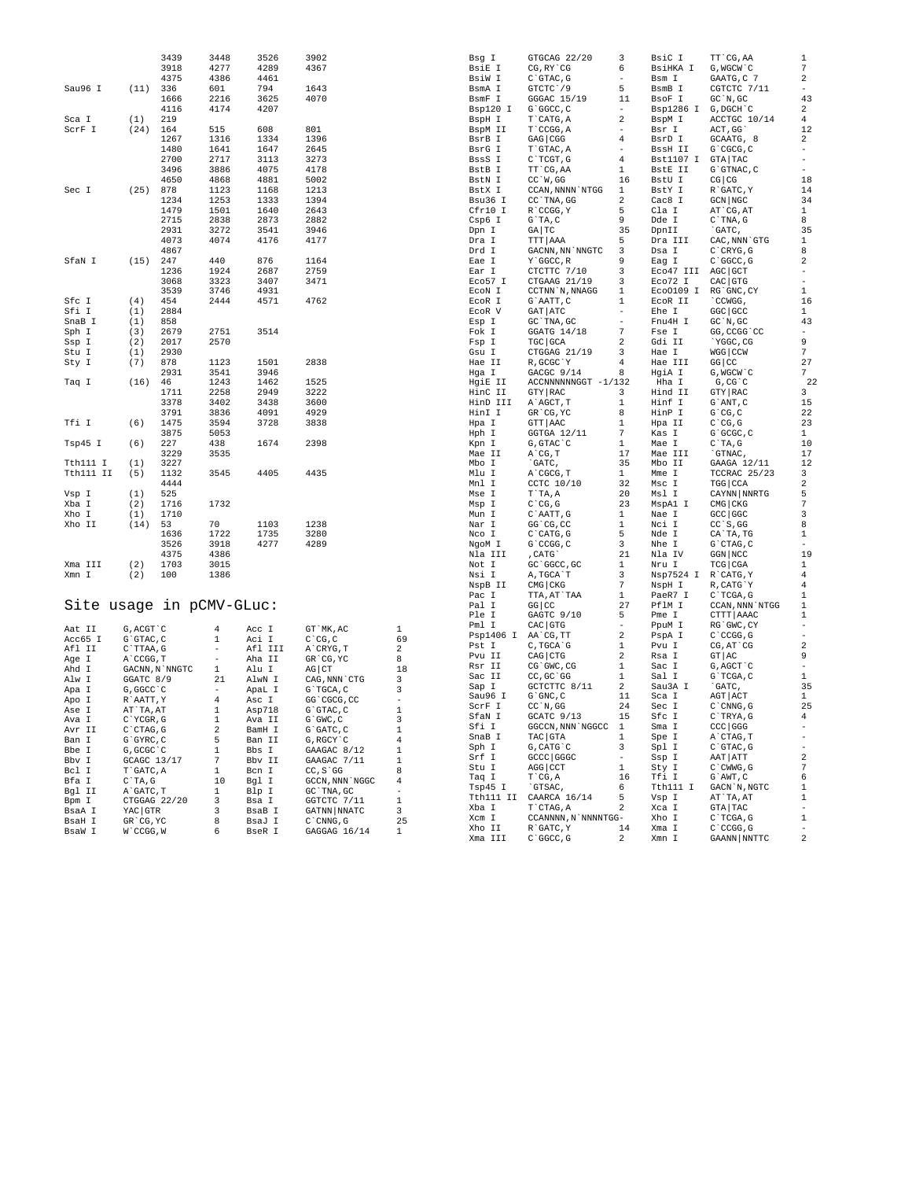| | | | | | |
|---|---|---|---|---|---|
| | | 3439 | 3448 | 3526 | 3902 |
| | | 3918 | 4277 | 4289 | 4367 |
| | | 4375 | 4386 | 4461 | |
| Sau96 I | (11) | 336 | 601 | 794 | 1643 |
| | | 1666 | 2216 | 3625 | 4070 |
| | | 4116 | 4174 | 4207 | |
| Sca I | (1) | 219 | | | |
| ScrF I | (24) | 164 | 515 | 608 | 801 |
| | | 1267 | 1316 | 1334 | 1396 |
| | | 1480 | 1641 | 1647 | 2645 |
| | | 2700 | 2717 | 3113 | 3273 |
| | | 3496 | 3886 | 4075 | 4178 |
| | | 4650 | 4868 | 4881 | 5002 |
| Sec I | (25) | 878 | 1123 | 1168 | 1213 |
| | | 1234 | 1253 | 1333 | 1394 |
| | | 1479 | 1501 | 1640 | 2643 |
| | | 2715 | 2838 | 2873 | 2882 |
| | | 2931 | 3272 | 3541 | 3946 |
| | | 4073 | 4074 | 4176 | 4177 |
| | | 4867 | | | |
| SfaN I | (15) | 247 | 440 | 876 | 1164 |
| | | 1236 | 1924 | 2687 | 2759 |
| | | 3068 | 3323 | 3407 | 3471 |
| | | 3539 | 3746 | 4931 | |
| Sfc I | (4) | 454 | 2444 | 4571 | 4762 |
| Sfi I | (1) | 2884 | | | |
| SnaB I | (1) | 858 | | | |
| Sph I | (3) | 2679 | 2751 | 3514 | |
| Ssp I | (2) | 2017 | 2570 | | |
| Stu I | (1) | 2930 | | | |
| Sty I | (7) | 878 | 1123 | 1501 | 2838 |
| | | 2931 | 3541 | 3946 | |
| Taq I | (16) | 46 | 1243 | 1462 | 1525 |
| | | 1711 | 2258 | 2949 | 3222 |
| | | 3378 | 3402 | 3438 | 3600 |
| | | 3791 | 3836 | 4091 | 4929 |
| Tfi I | (6) | 1475 | 3594 | 3728 | 3838 |
| | | 3875 | 5053 | | |
| Tsp45 I | (6) | 227 | 438 | 1674 | 2398 |
| | | 3229 | 3535 | | |
| Tth111 I | (1) | 3227 | | | |
| Tth111 II | (5) | 1132 | 3545 | 4405 | 4435 |
| | | 4444 | | | |
| Vsp I | (1) | 525 | | | |
| Xba I | (2) | 1716 | 1732 | | |
| Xho I | (1) | 1710 | | | |
| Xho II | (14) | 53 | 70 | 1103 | 1238 |
| | | 1636 | 1722 | 1735 | 3280 |
| | | 3526 | 3918 | 4277 | 4289 |
| | | 4375 | 4386 | | |
| Xma III | (2) | 1703 | 3015 | | |
| Xmn I | (2) | 100 | 1386 | | |

## Site usage in pCMV-GLuc:

| | | | | | |
|---|---|---|---|---|---|
| Aat II | G,ACGT`C | 4 | Acc I | GT`MK,AC | 1 |
| Acc65 I | G`GTAC,C | 1 | Aci I | C`CG,C | 69 |
| Afl II | C`TTAA,G | - | Afl III | A`CRYG,T | 2 |
| Age I | A`CCGG,T | - | Aha II | GR`CG,YC | 8 |
| Ahd I | GACNN,N`NNGTC | 1 | Alu I | AG\|CT | 18 |
| Alw I | GGATC 8/9 | 21 | AlwN I | CAG,NNN`CTG | 3 |
| Apa I | G,GGCC`C | - | ApaL I | G`TGCA,C | 3 |
| Apo I | R`AATT,Y | 4 | Asc I | GG`CGCG,CC | - |
| Ase I | AT`TA,AT | 1 | Asp718 | G`GTAC,C | 1 |
| Ava I | C`YCGR,G | 1 | Ava II | G`GWC,C | 3 |
| Avr II | C`CTAG,G | 2 | BamH I | G`GATC,C | 1 |
| Ban I | G`GYRC,C | 5 | Ban II | G,RGCY`C | 4 |
| Bbe I | G,GCGC`C | 1 | Bbs I | GAAGAC 8/12 | 1 |
| Bbv I | GCAGC 13/17 | 7 | Bbv II | GAAGAC 7/11 | 1 |
| Bcl I | T`GATC,A | 1 | Bcn I | CC,S`GG | 8 |
| Bfa I | C`TA,G | 10 | Bgl I | GCCN,NNN`NGGC | 4 |
| Bgl II | A`GATC,T | 1 | Blp I | GC`TNA,GC | - |
| Bpm I | CTGGAG 22/20 | 3 | Bsa I | GGTCTC 7/11 | 1 |
| BsaA I | YAC\|GTR | 3 | BsaB I | GATNN\|NNATC | 3 |
| BsaH I | GR`CG,YC | 8 | BsaJ I | C`CNNG,G | 25 |
| BsaW I | W`CCGG,W | 6 | BseR I | GAGGAG 16/14 | 1 |
| Bsg I | GTGCAG 22/20 | 3 | BsiC I | TT`CG,AA | 1 |
| BsiE I | CG,RY`CG | 6 | BsiHKA I | G,WGCW`C | 7 |
| BsiW I | C`GTAC,G | - | Bsm I | GAATG,C 7 | 2 |
| BsmA I | GTCTC`/9 | 5 | BsmB I | CGTCTC 7/11 | - |
| BsmF I | GGGAC 15/19 | 11 | BsoF I | GC`N,GC | 43 |
| Bsp120 I | G`GGCC,C | - | Bsp1286 I | G,DGCH`C | 2 |
| BspH I | T`CATG,A | 2 | BspM I | ACCTGC 10/14 | 4 |
| BspM II | T`CCGG,A | - | Bsr I | ACT,GG` | 12 |
| BsrB I | GAG\|CGG | 4 | BsrD I | GCAATG, 8 | 2 |
| BsrG I | T`GTAC,A | - | BssH II | G`CGCG,C | - |
| BssS I | C`TCGT,G | 4 | Bst1107 I | GTA\|TAC | - |
| BstB I | TT`CG,AA | 1 | BstE II | G`GTNAC,C | - |
| BstN I | CC`W,GG | 16 | BstU I | CG\|CG | 18 |
| BstX I | CCAN,NNNN`NTGG | 1 | BstY I | R`GATC,Y | 14 |
| Bsu36 I | CC`TNA,GG | 2 | Cac8 I | GCN\|NGC | 34 |
| Cfr10 I | R`CCGG,Y | 5 | Cla I | AT`CG,AT | 1 |
| Csp6 I | G`TA,C | 9 | Dde I | C`TNA,G | 8 |
| Dpn I | GA\|TC | 35 | DpnII | `GATC, | 35 |
| Dra I | TTT\|AAA | 5 | Dra III | CAC,NNN`GTG | 1 |
| Drd I | GACNN,NN`NNGTC | 3 | Dsa I | C`CRYG,G | 8 |
| Eae I | Y`GGCC,R | 9 | Eag I | C`GGCC,G | 2 |
| Ear I | CTCTTC 7/10 | 3 | Eco47 III | AGC\|GCT | - |
| Eco57 I | CTGAAG 21/19 | 3 | Eco72 I | CAC\|GTG | - |
| EcoN I | CCTNN`N,NNAGG | 1 | EcoO109 I | RG`GNC,CY | 1 |
| EcoR I | G`AATT,C | 1 | EcoR II | `CCWGG, | 16 |
| EcoR V | GAT\|ATC | - | Ehe I | GGC\|GCC | 1 |
| Esp I | GC`TNA,GC | - | Fnu4H I | GC`N,GC | 43 |
| Fok I | GGATG 14/18 | 7 | Fse I | GG,CCGG`CC | - |
| Fsp I | TGC\|GCA | 2 | Gdi II | `YGGC,CG | 9 |
| Gsu I | CTGGAG 21/19 | 3 | Hae I | WGG\|CCW | 7 |
| Hae II | R,GCGC`Y | 4 | Hae III | GG\|CC | 27 |
| Hga I | GACGC 9/14 | 8 | HgiA I | G,WGCW`C | 7 |
| HgiE II | ACCNNNNNNGGT -1/132 | | Hha I | G,CG`C | 22 |
| HinC II | GTY\|RAC | 3 | Hind II | GTY\|RAC | 3 |
| HinD III | A`AGCT,T | 1 | Hinf I | G`ANT,C | 15 |
| HinI I | GR`CG,YC | 8 | HinP I | G`CG,C | 22 |
| Hpa I | GTT\|AAC | 1 | Hpa II | C`CG,G | 23 |
| Hph I | GGTGA 12/11 | 7 | Kas I | G`GCGC,C | 1 |
| Kpn I | G,GTAC`C | 1 | Mae I | C`TA,G | 10 |
| Mae II | A`CG,T | 17 | Mae III | `GTNAC, | 17 |
| Mbo I | `GATC, | 35 | Mbo II | GAAGA 12/11 | 12 |
| Mlu I | A`CGCG,T | 1 | Mme I | TCCRAC 25/23 | 3 |
| Mnl I | CCTC 10/10 | 32 | Msc I | TGG\|CCA | 2 |
| Mse I | T`TA,A | 20 | Msl I | CAYNN\|NNRTG | 5 |
| Msp I | C`CG,G | 23 | MspA1 I | CMG\|CKG | 7 |
| Mun I | C`AATT,G | 1 | Nae I | GCC\|GGC | 3 |
| Nar I | GG`CG,CC | 1 | Nci I | CC`S,GG | 8 |
| Nco I | C`CATG,G | 5 | Nde I | CA`TA,TG | 1 |
| NgoM I | G`CCGG,C | 3 | Nhe I | G`CTAG,C | - |
| Nla III | ,CATG` | 21 | Nla IV | GGN\|NCC | 19 |
| Not I | GC`GGCC,GC | 1 | Nru I | TCG\|CGA | 1 |
| Nsi I | A,TGCA`T | 3 | Nsp7524 I | R`CATG,Y | 4 |
| NspB II | CMG\|CKG | 7 | NspH I | R,CATG`Y | 4 |
| Pac I | TTA,AT`TAA | 1 | PaeR7 I | C`TCGA,G | 1 |
| Pal I | GG\|CC | 27 | PflM I | CCAN,NNN`NTGG | 1 |
| Ple I | GAGTC 9/10 | 5 | Pme I | CTTT\|AAAC | 1 |
| Pml I | CAC\|GTG | - | PpuM I | RG`GWC,CY | - |
| Psp1406 I | AA`CG,TT | 2 | PspA I | C`CCGG,G | - |
| Pst I | C,TGCA`G | 1 | Pvu I | CG,AT`CG | 2 |
| Pvu II | CAG\|CTG | 2 | Rsa I | GT\|AC | 9 |
| Rsr II | CG`GWC,CG | 1 | Sac I | G,AGCT`C | - |
| Sac II | CC,GC`GG | 1 | Sal I | G`TCGA,C | 1 |
| Sap I | GCTCTTC 8/11 | 2 | Sau3A I | `GATC, | 35 |
| Sau96 I | G`GNC,C | 11 | Sca I | AGT\|ACT | 1 |
| ScrF I | CC`N,GG | 24 | Sec I | C`CNNG,G | 25 |
| SfaN I | GCATC 9/13 | 15 | Sfc I | C`TRYA,G | 4 |
| Sfi I | GGCCN,NNN`NGGCC | 1 | Sma I | CCC\|GGG | - |
| SnaB I | TAC\|GTA | 1 | Spe I | A`CTAG,T | - |
| Sph I | G,CATG`C | 3 | Spl I | C`GTAC,G | - |
| Srf I | GCCC\|GGGC | - | Ssp I | AAT\|ATT | 2 |
| Stu I | AGG\|CCT | 1 | Sty I | C`CWWG,G | 7 |
| Taq I | T`CG,A | 16 | Tfi I | G`AWT,C | 6 |
| Tsp45 I | `GTSAC, | 6 | Tth111 I | GACN`N,NGTC | 1 |
| Tth111 II | CAARCA 16/14 | 5 | Vsp I | AT`TA,AT | 1 |
| Xba I | T`CTAG,A | 2 | Xca I | GTA\|TAC | - |
| Xcm I | CCANNNN,N`NNNNTGG- | | Xho I | C`TCGA,G | 1 |
| Xho II | R`GATC,Y | 14 | Xma I | C`CCGG,G | - |
| Xma III | C`GGCC,G | 2 | Xmn I | GAANN\|NNTTC | 2 |